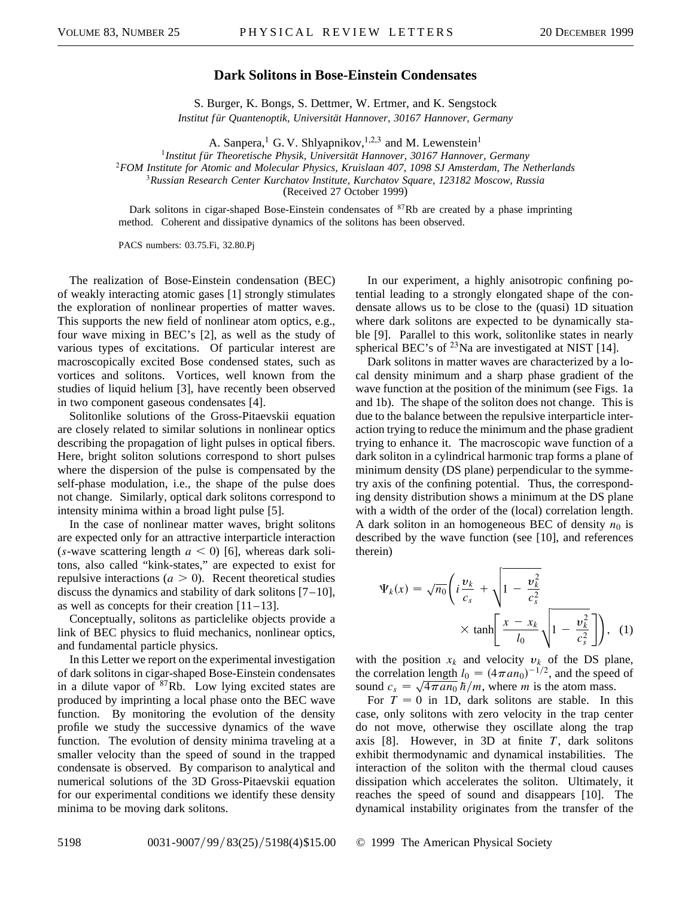# Dark Solitons in Bose-Einstein Condensates

S. Burger, K. Bongs, S. Dettmer, W. Ertmer, and K. Sengstock

*Institut für Quantenoptik, Universität Hannover, 30167 Hannover, Germany*

A. Sanpera,[1] G. V. Shlyapnikov,[1,2,3] and M. Lewenstein[1]

[1]*Institut für Theoretische Physik, Universität Hannover, 30167 Hannover, Germany*

[2]*FOM Institute for Atomic and Molecular Physics, Kruislaan 407, 1098 SJ Amsterdam, The Netherlands*

[3]*Russian Research Center Kurchatov Institute, Kurchatov Square, 123182 Moscow, Russia*

(Received 27 October 1999)

Dark solitons in cigar-shaped Bose-Einstein condensates of $^{87}$Rb are created by a phase imprinting method. Coherent and dissipative dynamics of the solitons has been observed.

PACS numbers: 03.75.Fi, 32.80.Pj

The realization of Bose-Einstein condensation (BEC) of weakly interacting atomic gases [1] strongly stimulates the exploration of nonlinear properties of matter waves. This supports the new field of nonlinear atom optics, e.g., four wave mixing in BEC's [2], as well as the study of various types of excitations. Of particular interest are macroscopically excited Bose condensed states, such as vortices and solitons. Vortices, well known from the studies of liquid helium [3], have recently been observed in two component gaseous condensates [4].

Solitonlike solutions of the Gross-Pitaevskii equation are closely related to similar solutions in nonlinear optics describing the propagation of light pulses in optical fibers. Here, bright soliton solutions correspond to short pulses where the dispersion of the pulse is compensated by the self-phase modulation, i.e., the shape of the pulse does not change. Similarly, optical dark solitons correspond to intensity minima within a broad light pulse [5].

In the case of nonlinear matter waves, bright solitons are expected only for an attractive interparticle interaction ($s$-wave scattering length $a < 0$) [6], whereas dark solitons, also called "kink-states," are expected to exist for repulsive interactions ($a > 0$). Recent theoretical studies discuss the dynamics and stability of dark solitons [7–10], as well as concepts for their creation [11–13].

Conceptually, solitons as particlelike objects provide a link of BEC physics to fluid mechanics, nonlinear optics, and fundamental particle physics.

In this Letter we report on the experimental investigation of dark solitons in cigar-shaped Bose-Einstein condensates in a dilute vapor of $^{87}$Rb. Low lying excited states are produced by imprinting a local phase onto the BEC wave function. By monitoring the evolution of the density profile we study the successive dynamics of the wave function. The evolution of density minima traveling at a smaller velocity than the speed of sound in the trapped condensate is observed. By comparison to analytical and numerical solutions of the 3D Gross-Pitaevskii equation for our experimental conditions we identify these density minima to be moving dark solitons.

In our experiment, a highly anisotropic confining potential leading to a strongly elongated shape of the condensate allows us to be close to the (quasi) 1D situation where dark solitons are expected to be dynamically stable [9]. Parallel to this work, solitonlike states in nearly spherical BEC's of $^{23}$Na are investigated at NIST [14].

Dark solitons in matter waves are characterized by a local density minimum and a sharp phase gradient of the wave function at the position of the minimum (see Figs. 1a and 1b). The shape of the soliton does not change. This is due to the balance between the repulsive interparticle interaction trying to reduce the minimum and the phase gradient trying to enhance it. The macroscopic wave function of a dark soliton in a cylindrical harmonic trap forms a plane of minimum density (DS plane) perpendicular to the symmetry axis of the confining potential. Thus, the corresponding density distribution shows a minimum at the DS plane with a width of the order of the (local) correlation length. A dark soliton in an homogeneous BEC of density $n_0$ is described by the wave function (see [10], and references therein)

$$\Psi_k(x) = \sqrt{n_0}\left(i\frac{v_k}{c_s} + \sqrt{1 - \frac{v_k^2}{c_s^2}} \times \tanh\left[\frac{x - x_k}{l_0}\sqrt{1 - \frac{v_k^2}{c_s^2}}\right]\right), \quad (1)$$

with the position $x_k$ and velocity $v_k$ of the DS plane, the correlation length $l_0 = (4\pi a n_0)^{-1/2}$, and the speed of sound $c_s = \sqrt{4\pi a n_0}\,\hbar/m$, where $m$ is the atom mass.

For $T = 0$ in 1D, dark solitons are stable. In this case, only solitons with zero velocity in the trap center do not move, otherwise they oscillate along the trap axis [8]. However, in 3D at finite $T$, dark solitons exhibit thermodynamic and dynamical instabilities. The interaction of the soliton with the thermal cloud causes dissipation which accelerates the soliton. Ultimately, it reaches the speed of sound and disappears [10]. The dynamical instability originates from the transfer of the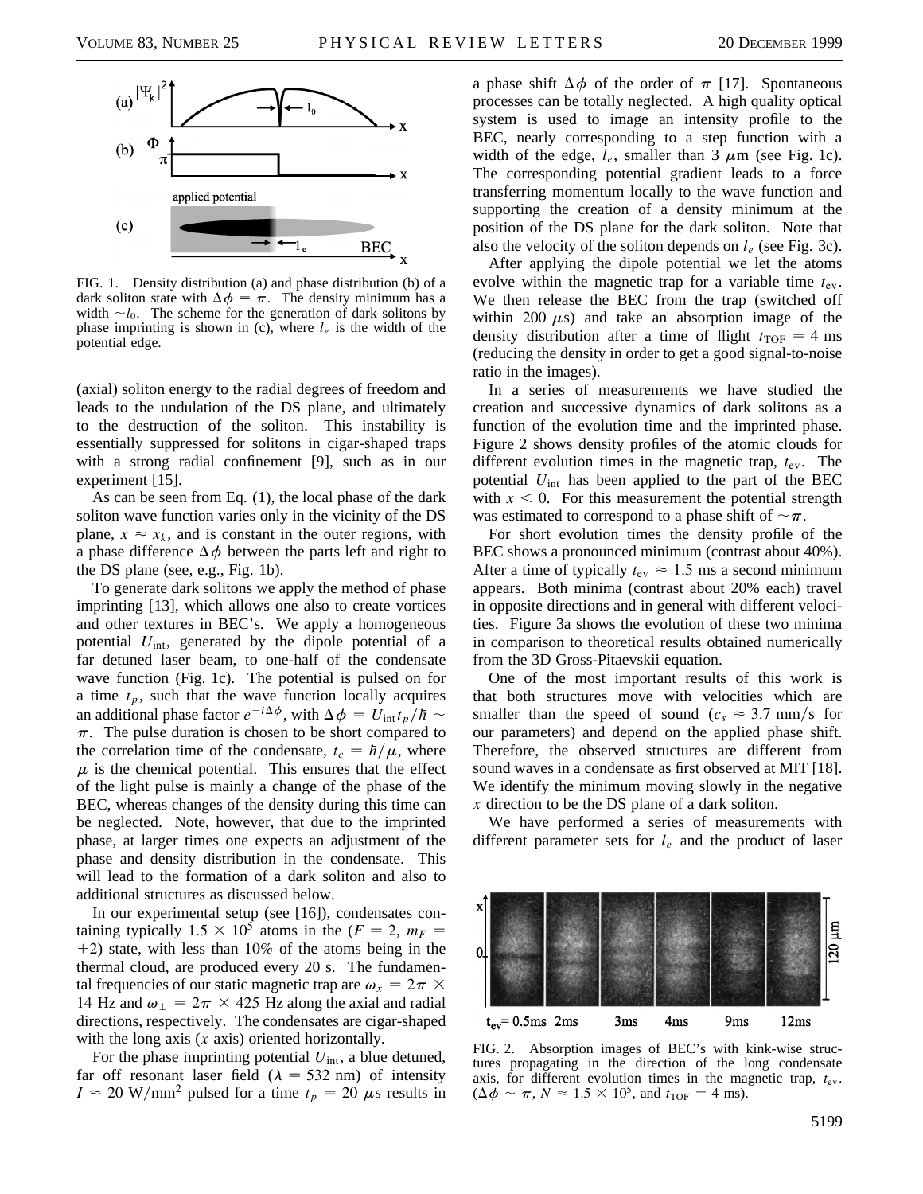FIG. 1. Density distribution (a) and phase distribution (b) of a dark soliton state with $\Delta\phi = \pi$. The density minimum has a width $\sim l_0$. The scheme for the generation of dark solitons by phase imprinting is shown in (c), where $l_e$ is the width of the potential edge.

(axial) soliton energy to the radial degrees of freedom and leads to the undulation of the DS plane, and ultimately to the destruction of the soliton. This instability is essentially suppressed for solitons in cigar-shaped traps with a strong radial confinement [9], such as in our experiment [15].

As can be seen from Eq. (1), the local phase of the dark soliton wave function varies only in the vicinity of the DS plane, $x \approx x_k$, and is constant in the outer regions, with a phase difference $\Delta\phi$ between the parts left and right to the DS plane (see, e.g., Fig. 1b).

To generate dark solitons we apply the method of phase imprinting [13], which allows one also to create vortices and other textures in BEC's. We apply a homogeneous potential $U_{\text{int}}$, generated by the dipole potential of a far detuned laser beam, to one-half of the condensate wave function (Fig. 1c). The potential is pulsed on for a time $t_p$, such that the wave function locally acquires an additional phase factor $e^{-i\Delta\phi}$, with $\Delta\phi = U_{\text{int}} t_p/\hbar \sim \pi$. The pulse duration is chosen to be short compared to the correlation time of the condensate, $t_c = \hbar/\mu$, where $\mu$ is the chemical potential. This ensures that the effect of the light pulse is mainly a change of the phase of the BEC, whereas changes of the density during this time can be neglected. Note, however, that due to the imprinted phase, at larger times one expects an adjustment of the phase and density distribution in the condensate. This will lead to the formation of a dark soliton and also to additional structures as discussed below.

In our experimental setup (see [16]), condensates containing typically $1.5 \times 10^5$ atoms in the ($F = 2$, $m_F = +2$) state, with less than 10% of the atoms being in the thermal cloud, are produced every 20 s. The fundamental frequencies of our static magnetic trap are $\omega_x = 2\pi \times 14$ Hz and $\omega_\perp = 2\pi \times 425$ Hz along the axial and radial directions, respectively. The condensates are cigar-shaped with the long axis ($x$ axis) oriented horizontally.

For the phase imprinting potential $U_{\text{int}}$, a blue detuned, far off resonant laser field ($\lambda = 532$ nm) of intensity $I \approx 20$ W/mm$^2$ pulsed for a time $t_p = 20$ $\mu$s results in a phase shift $\Delta\phi$ of the order of $\pi$ [17]. Spontaneous processes can be totally neglected. A high quality optical system is used to image an intensity profile to the BEC, nearly corresponding to a step function with a width of the edge, $l_e$, smaller than 3 $\mu$m (see Fig. 1c). The corresponding potential gradient leads to a force transferring momentum locally to the wave function and supporting the creation of a density minimum at the position of the DS plane for the dark soliton. Note that also the velocity of the soliton depends on $l_e$ (see Fig. 3c).

After applying the dipole potential we let the atoms evolve within the magnetic trap for a variable time $t_{\text{ev}}$. We then release the BEC from the trap (switched off within 200 $\mu$s) and take an absorption image of the density distribution after a time of flight $t_{\text{TOF}} = 4$ ms (reducing the density in order to get a good signal-to-noise ratio in the images).

In a series of measurements we have studied the creation and successive dynamics of dark solitons as a function of the evolution time and the imprinted phase. Figure 2 shows density profiles of the atomic clouds for different evolution times in the magnetic trap, $t_{\text{ev}}$. The potential $U_{\text{int}}$ has been applied to the part of the BEC with $x < 0$. For this measurement the potential strength was estimated to correspond to a phase shift of $\sim\pi$.

For short evolution times the density profile of the BEC shows a pronounced minimum (contrast about 40%). After a time of typically $t_{\text{ev}} \approx 1.5$ ms a second minimum appears. Both minima (contrast about 20% each) travel in opposite directions and in general with different velocities. Figure 3a shows the evolution of these two minima in comparison to theoretical results obtained numerically from the 3D Gross-Pitaevskii equation.

One of the most important results of this work is that both structures move with velocities which are smaller than the speed of sound ($c_s \approx 3.7$ mm/s for our parameters) and depend on the applied phase shift. Therefore, the observed structures are different from sound waves in a condensate as first observed at MIT [18]. We identify the minimum moving slowly in the negative $x$ direction to be the DS plane of a dark soliton.

We have performed a series of measurements with different parameter sets for $l_e$ and the product of laser

FIG. 2. Absorption images of BEC's with kink-wise structures propagating in the direction of the long condensate axis, for different evolution times in the magnetic trap, $t_{\text{ev}}$. ($\Delta\phi \sim \pi$, $N \approx 1.5 \times 10^5$, and $t_{\text{TOF}} = 4$ ms).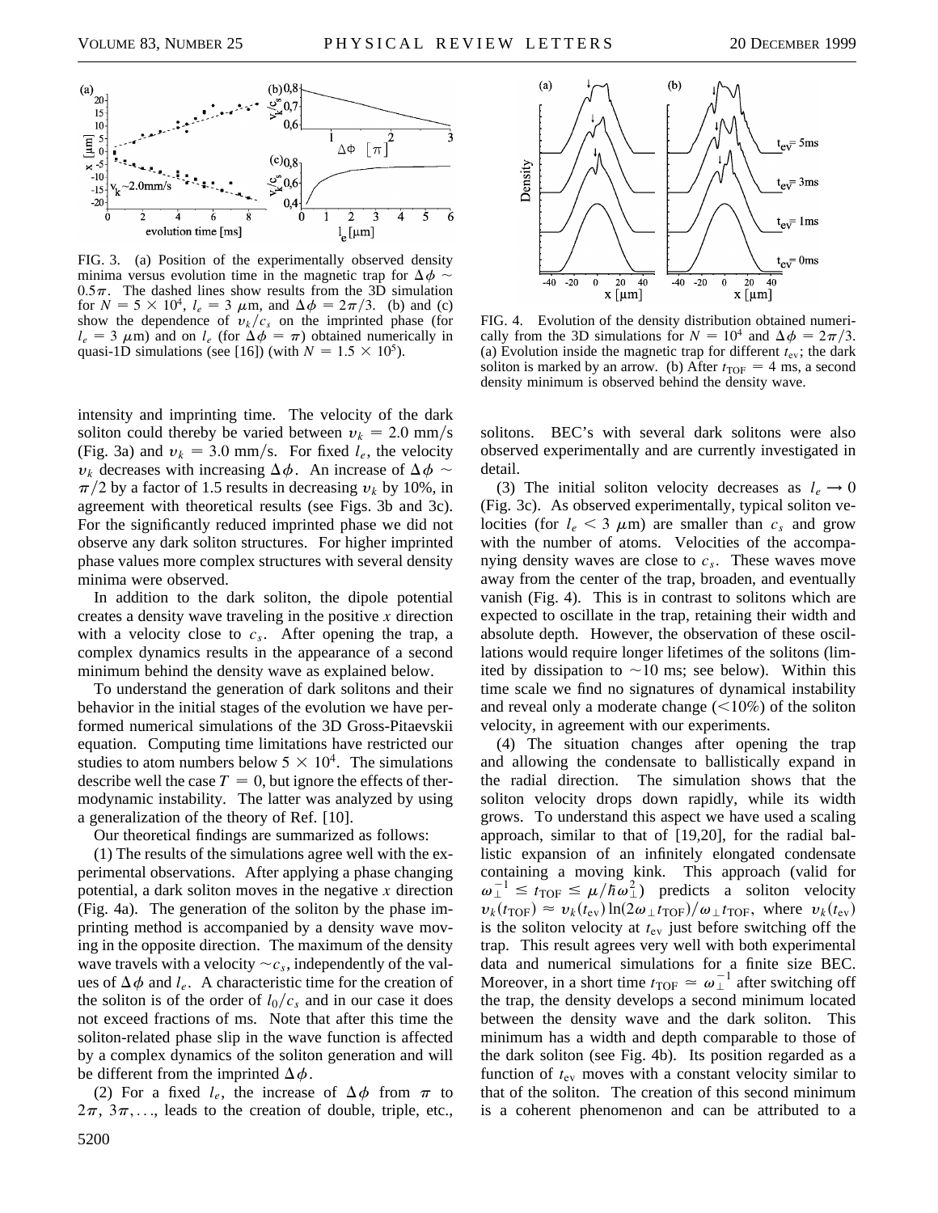FIG. 3. (a) Position of the experimentally observed density minima versus evolution time in the magnetic trap for $\Delta\phi \sim 0.5\pi$. The dashed lines show results from the 3D simulation for $N = 5 \times 10^4$, $l_e = 3\ \mu$m, and $\Delta\phi = 2\pi/3$. (b) and (c) show the dependence of $v_k/c_s$ on the imprinted phase (for $l_e = 3\ \mu$m) and on $l_e$ (for $\Delta\phi = \pi$) obtained numerically in quasi-1D simulations (see [16]) (with $N = 1.5 \times 10^5$).

FIG. 4. Evolution of the density distribution obtained numerically from the 3D simulations for $N = 10^4$ and $\Delta\phi = 2\pi/3$. (a) Evolution inside the magnetic trap for different $t_{ev}$; the dark soliton is marked by an arrow. (b) After $t_{TOF} = 4$ ms, a second density minimum is observed behind the density wave.

intensity and imprinting time. The velocity of the dark soliton could thereby be varied between $v_k = 2.0$ mm/s (Fig. 3a) and $v_k = 3.0$ mm/s. For fixed $l_e$, the velocity $v_k$ decreases with increasing $\Delta\phi$. An increase of $\Delta\phi \sim \pi/2$ by a factor of 1.5 results in decreasing $v_k$ by 10%, in agreement with theoretical results (see Figs. 3b and 3c). For the significantly reduced imprinted phase we did not observe any dark soliton structures. For higher imprinted phase values more complex structures with several density minima were observed.

In addition to the dark soliton, the dipole potential creates a density wave traveling in the positive $x$ direction with a velocity close to $c_s$. After opening the trap, a complex dynamics results in the appearance of a second minimum behind the density wave as explained below.

To understand the generation of dark solitons and their behavior in the initial stages of the evolution we have performed numerical simulations of the 3D Gross-Pitaevskii equation. Computing time limitations have restricted our studies to atom numbers below $5 \times 10^4$. The simulations describe well the case $T = 0$, but ignore the effects of thermodynamic instability. The latter was analyzed by using a generalization of the theory of Ref. [10].

Our theoretical findings are summarized as follows:

(1) The results of the simulations agree well with the experimental observations. After applying a phase changing potential, a dark soliton moves in the negative $x$ direction (Fig. 4a). The generation of the soliton by the phase imprinting method is accompanied by a density wave moving in the opposite direction. The maximum of the density wave travels with a velocity $\sim c_s$, independently of the values of $\Delta\phi$ and $l_e$. A characteristic time for the creation of the soliton is of the order of $l_0/c_s$ and in our case it does not exceed fractions of ms. Note that after this time the soliton-related phase slip in the wave function is affected by a complex dynamics of the soliton generation and will be different from the imprinted $\Delta\phi$.

(2) For a fixed $l_e$, the increase of $\Delta\phi$ from $\pi$ to $2\pi$, $3\pi, \ldots$, leads to the creation of double, triple, etc., solitons. BEC's with several dark solitons were also observed experimentally and are currently investigated in detail.

(3) The initial soliton velocity decreases as $l_e \to 0$ (Fig. 3c). As observed experimentally, typical soliton velocities (for $l_e < 3\ \mu$m) are smaller than $c_s$ and grow with the number of atoms. Velocities of the accompanying density waves are close to $c_s$. These waves move away from the center of the trap, broaden, and eventually vanish (Fig. 4). This is in contrast to solitons which are expected to oscillate in the trap, retaining their width and absolute depth. However, the observation of these oscillations would require longer lifetimes of the solitons (limited by dissipation to $\sim$10 ms; see below). Within this time scale we find no signatures of dynamical instability and reveal only a moderate change ($<$10%) of the soliton velocity, in agreement with our experiments.

(4) The situation changes after opening the trap and allowing the condensate to ballistically expand in the radial direction. The simulation shows that the soliton velocity drops down rapidly, while its width grows. To understand this aspect we have used a scaling approach, similar to that of [19,20], for the radial ballistic expansion of an infinitely elongated condensate containing a moving kink. This approach (valid for $\omega_\perp^{-1} \leq t_{TOF} \leq \mu/\hbar\omega_\perp^2$) predicts a soliton velocity $v_k(t_{TOF}) \approx v_k(t_{ev}) \ln(2\omega_\perp t_{TOF})/\omega_\perp t_{TOF}$, where $v_k(t_{ev})$ is the soliton velocity at $t_{ev}$ just before switching off the trap. This result agrees very well with both experimental data and numerical simulations for a finite size BEC. Moreover, in a short time $t_{TOF} \simeq \omega_\perp^{-1}$ after switching off the trap, the density develops a second minimum located between the density wave and the dark soliton. This minimum has a width and depth comparable to those of the dark soliton (see Fig. 4b). Its position regarded as a function of $t_{ev}$ moves with a constant velocity similar to that of the soliton. The creation of this second minimum is a coherent phenomenon and can be attributed to a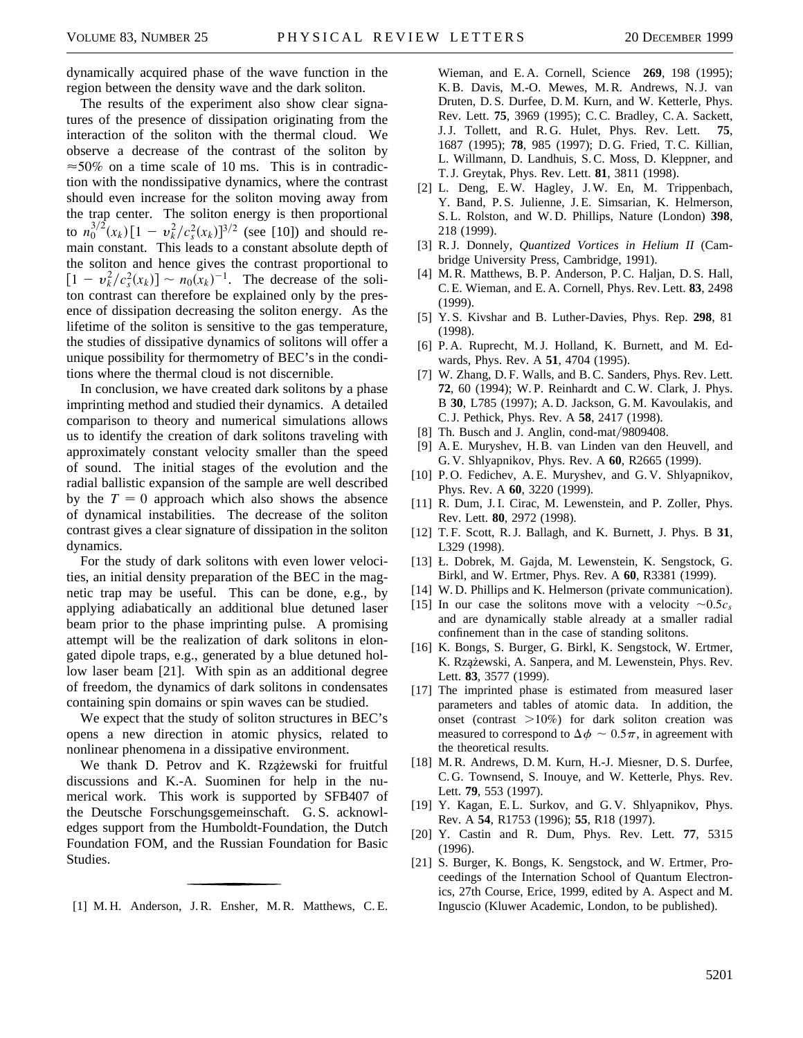dynamically acquired phase of the wave function in the region between the density wave and the dark soliton.

The results of the experiment also show clear signatures of the presence of dissipation originating from the interaction of the soliton with the thermal cloud. We observe a decrease of the contrast of the soliton by $\approx 50\%$ on a time scale of 10 ms. This is in contradiction with the nondissipative dynamics, where the contrast should even increase for the soliton moving away from the trap center. The soliton energy is then proportional to $n_0^{3/2}(x_k)[1 - v_k^2/c_s^2(x_k)]^{3/2}$ (see [10]) and should remain constant. This leads to a constant absolute depth of the soliton and hence gives the contrast proportional to $[1 - v_k^2/c_s^2(x_k)] \sim n_0(x_k)^{-1}$. The decrease of the soliton contrast can therefore be explained only by the presence of dissipation decreasing the soliton energy. As the lifetime of the soliton is sensitive to the gas temperature, the studies of dissipative dynamics of solitons will offer a unique possibility for thermometry of BEC's in the conditions where the thermal cloud is not discernible.

In conclusion, we have created dark solitons by a phase imprinting method and studied their dynamics. A detailed comparison to theory and numerical simulations allows us to identify the creation of dark solitons traveling with approximately constant velocity smaller than the speed of sound. The initial stages of the evolution and the radial ballistic expansion of the sample are well described by the $T = 0$ approach which also shows the absence of dynamical instabilities. The decrease of the soliton contrast gives a clear signature of dissipation in the soliton dynamics.

For the study of dark solitons with even lower velocities, an initial density preparation of the BEC in the magnetic trap may be useful. This can be done, e.g., by applying adiabatically an additional blue detuned laser beam prior to the phase imprinting pulse. A promising attempt will be the realization of dark solitons in elongated dipole traps, e.g., generated by a blue detuned hollow laser beam [21]. With spin as an additional degree of freedom, the dynamics of dark solitons in condensates containing spin domains or spin waves can be studied.

We expect that the study of soliton structures in BEC's opens a new direction in atomic physics, related to nonlinear phenomena in a dissipative environment.

We thank D. Petrov and K. Rzążewski for fruitful discussions and K.-A. Suominen for help in the numerical work. This work is supported by SFB407 of the Deutsche Forschungsgemeinschaft. G.S. acknowledges support from the Humboldt-Foundation, the Dutch Foundation FOM, and the Russian Foundation for Basic Studies.

---

[1] M.H. Anderson, J.R. Ensher, M.R. Matthews, C.E. Wieman, and E.A. Cornell, Science **269**, 198 (1995); K.B. Davis, M.-O. Mewes, M.R. Andrews, N.J. van Druten, D.S. Durfee, D.M. Kurn, and W. Ketterle, Phys. Rev. Lett. **75**, 3969 (1995); C.C. Bradley, C.A. Sackett, J.J. Tollett, and R.G. Hulet, Phys. Rev. Lett. **75**, 1687 (1995); **78**, 985 (1997); D.G. Fried, T.C. Killian, L. Willmann, D. Landhuis, S.C. Moss, D. Kleppner, and T.J. Greytak, Phys. Rev. Lett. **81**, 3811 (1998).

[2] L. Deng, E.W. Hagley, J.W. En, M. Trippenbach, Y. Band, P.S. Julienne, J.E. Simsarian, K. Helmerson, S.L. Rolston, and W.D. Phillips, Nature (London) **398**, 218 (1999).

[3] R.J. Donnely, *Quantized Vortices in Helium II* (Cambridge University Press, Cambridge, 1991).

[4] M.R. Matthews, B.P. Anderson, P.C. Haljan, D.S. Hall, C.E. Wieman, and E.A. Cornell, Phys. Rev. Lett. **83**, 2498 (1999).

[5] Y.S. Kivshar and B. Luther-Davies, Phys. Rep. **298**, 81 (1998).

[6] P.A. Ruprecht, M.J. Holland, K. Burnett, and M. Edwards, Phys. Rev. A **51**, 4704 (1995).

[7] W. Zhang, D.F. Walls, and B.C. Sanders, Phys. Rev. Lett. **72**, 60 (1994); W.P. Reinhardt and C.W. Clark, J. Phys. B **30**, L785 (1997); A.D. Jackson, G.M. Kavoulakis, and C.J. Pethick, Phys. Rev. A **58**, 2417 (1998).

[8] Th. Busch and J. Anglin, cond-mat/9809408.

[9] A.E. Muryshev, H.B. van Linden van den Heuvell, and G.V. Shlyapnikov, Phys. Rev. A **60**, R2665 (1999).

[10] P.O. Fedichev, A.E. Muryshev, and G.V. Shlyapnikov, Phys. Rev. A **60**, 3220 (1999).

[11] R. Dum, J.I. Cirac, M. Lewenstein, and P. Zoller, Phys. Rev. Lett. **80**, 2972 (1998).

[12] T.F. Scott, R.J. Ballagh, and K. Burnett, J. Phys. B **31**, L329 (1998).

[13] Ł. Dobrek, M. Gajda, M. Lewenstein, K. Sengstock, G. Birkl, and W. Ertmer, Phys. Rev. A **60**, R3381 (1999).

[14] W.D. Phillips and K. Helmerson (private communication).

[15] In our case the solitons move with a velocity $\sim 0.5 c_s$ and are dynamically stable already at a smaller radial confinement than in the case of standing solitons.

[16] K. Bongs, S. Burger, G. Birkl, K. Sengstock, W. Ertmer, K. Rzążewski, A. Sanpera, and M. Lewenstein, Phys. Rev. Lett. **83**, 3577 (1999).

[17] The imprinted phase is estimated from measured laser parameters and tables of atomic data. In addition, the onset (contrast $>10\%$) for dark soliton creation was measured to correspond to $\Delta\phi \sim 0.5\pi$, in agreement with the theoretical results.

[18] M.R. Andrews, D.M. Kurn, H.-J. Miesner, D.S. Durfee, C.G. Townsend, S. Inouye, and W. Ketterle, Phys. Rev. Lett. **79**, 553 (1997).

[19] Y. Kagan, E.L. Surkov, and G.V. Shlyapnikov, Phys. Rev. A **54**, R1753 (1996); **55**, R18 (1997).

[20] Y. Castin and R. Dum, Phys. Rev. Lett. **77**, 5315 (1996).

[21] S. Burger, K. Bongs, K. Sengstock, and W. Ertmer, Proceedings of the International School of Quantum Electronics, 27th Course, Erice, 1999, edited by A. Aspect and M. Inguscio (Kluwer Academic, London, to be published).